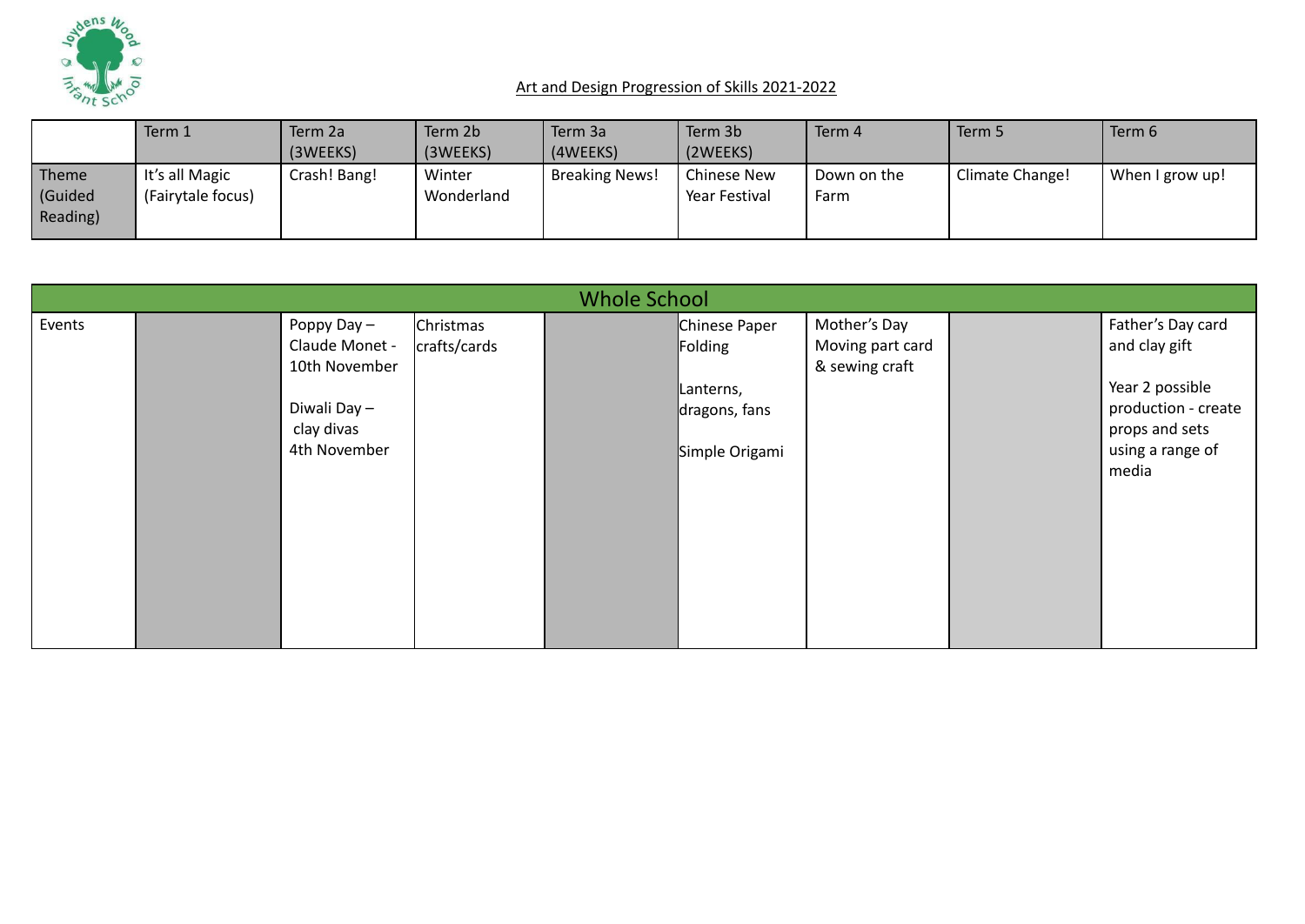Art and Design Progression of Skills 2021-2022

| | Term 1 | Term 2a (3WEEKS) | Term 2b (3WEEKS) | Term 3a (4WEEKS) | Term 3b (2WEEKS) | Term 4 | Term 5 | Term 6 |
|---|---|---|---|---|---|---|---|---|
| Theme (Guided Reading) | It's all Magic (Fairytale focus) | Crash! Bang! | Winter Wonderland | Breaking News! | Chinese New Year Festival | Down on the Farm | Climate Change! | When I grow up! |

| Whole School | | | | | | | | |
|---|---|---|---|---|---|---|---|---|
| Events | | Poppy Day – Claude Monet - 10th November<br><br>Diwali Day – clay divas 4th November | Christmas crafts/cards | | Chinese Paper Folding<br><br>Lanterns, dragons, fans<br><br>Simple Origami | Mother's Day Moving part card & sewing craft | | Father's Day card and clay gift<br><br>Year 2 possible production - create props and sets using a range of media |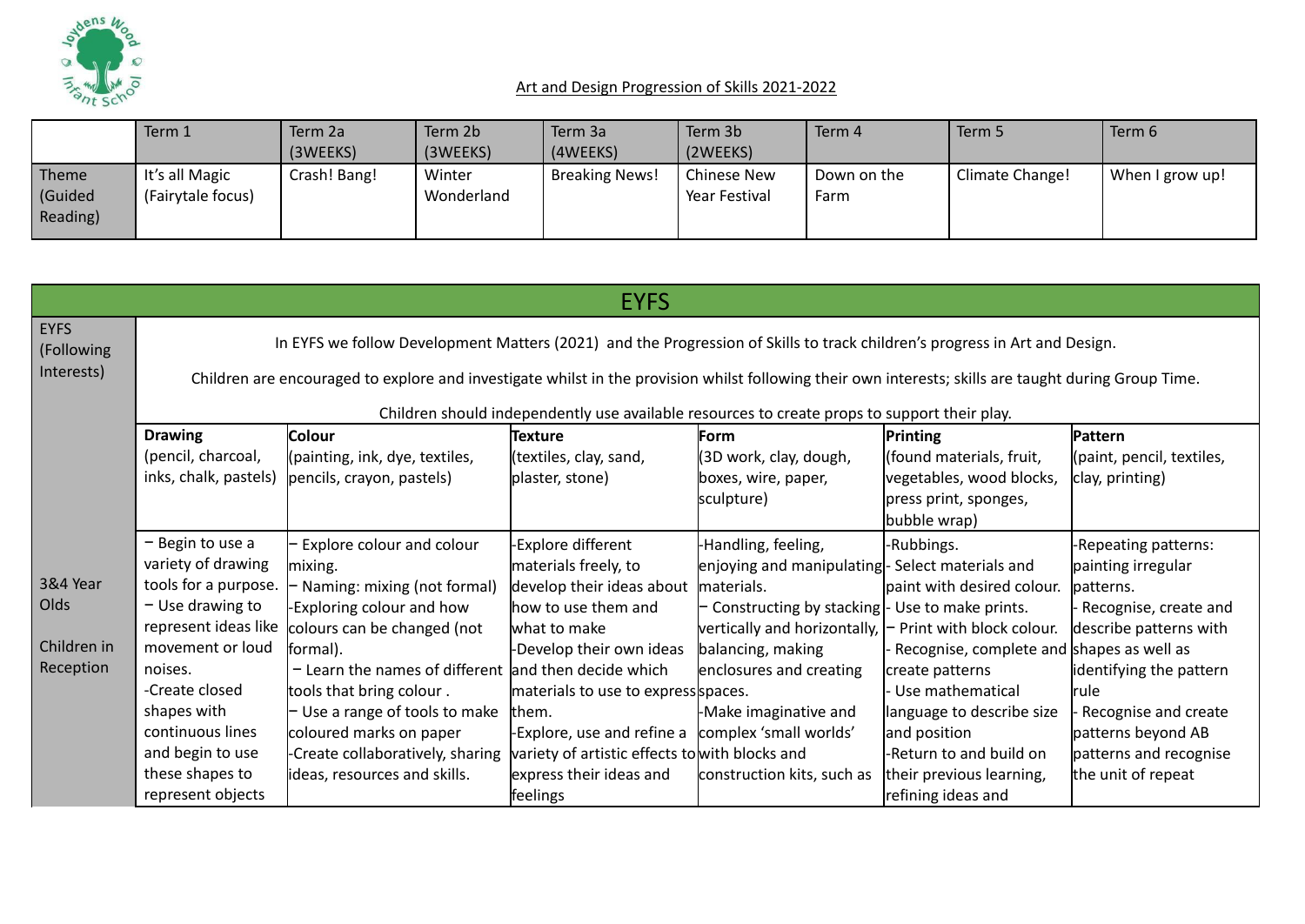## Art and Design Progression of Skills 2021-2022

| | Term 1 | Term 2a (3WEEKS) | Term 2b (3WEEKS) | Term 3a (4WEEKS) | Term 3b (2WEEKS) | Term 4 | Term 5 | Term 6 |
|---|---|---|---|---|---|---|---|---|
| Theme (Guided Reading) | It's all Magic (Fairytale focus) | Crash! Bang! | Winter Wonderland | Breaking News! | Chinese New Year Festival | Down on the Farm | Climate Change! | When I grow up! |

| EYFS | | | | | | |
|---|---|---|---|---|---|---|
| EYFS (Following Interests) | In EYFS we follow Development Matters (2021) and the Progression of Skills to track children's progress in Art and Design. Children are encouraged to explore and investigate whilst in the provision whilst following their own interests; skills are taught during Group Time. Children should independently use available resources to create props to support their play. | | | | | |
| | **Drawing** (pencil, charcoal, inks, chalk, pastels) | **Colour** (painting, ink, dye, textiles, pencils, crayon, pastels) | **Texture** (textiles, clay, sand, plaster, stone) | **Form** (3D work, clay, dough, boxes, wire, paper, sculpture) | **Printing** (found materials, fruit, vegetables, wood blocks, press print, sponges, bubble wrap) | **Pattern** (paint, pencil, textiles, clay, printing) |
| 3&4 Year Olds<br><br>Children in Reception | – Begin to use a variety of drawing tools for a purpose.<br>– Use drawing to represent ideas like movement or loud noises.<br>-Create closed shapes with continuous lines and begin to use these shapes to represent objects | – Explore colour and colour mixing.<br>– Naming: mixing (not formal)<br>-Exploring colour and how colours can be changed (not formal).<br>– Learn the names of different tools that bring colour .<br>– Use a range of tools to make coloured marks on paper<br>-Create collaboratively, sharing ideas, resources and skills. | -Explore different materials freely, to develop their ideas about how to use them and what to make<br>-Develop their own ideas and then decide which materials to use to express them.<br>-Explore, use and refine a variety of artistic effects to express their ideas and feelings | -Handling, feeling, enjoying and manipulating materials.<br>– Constructing by stacking vertically and horizontally, balancing, making enclosures and creating spaces.<br>-Make imaginative and complex 'small worlds' with blocks and construction kits, such as | -Rubbings.<br>- Select materials and paint with desired colour.<br>- Use to make prints.<br>– Print with block colour.<br>- Recognise, complete and create patterns<br>- Use mathematical language to describe size and position<br>-Return to and build on their previous learning, refining ideas and | -Repeating patterns: painting irregular patterns.<br>- Recognise, create and describe patterns with shapes as well as identifying the pattern rule<br>- Recognise and create patterns beyond AB patterns and recognise the unit of repeat |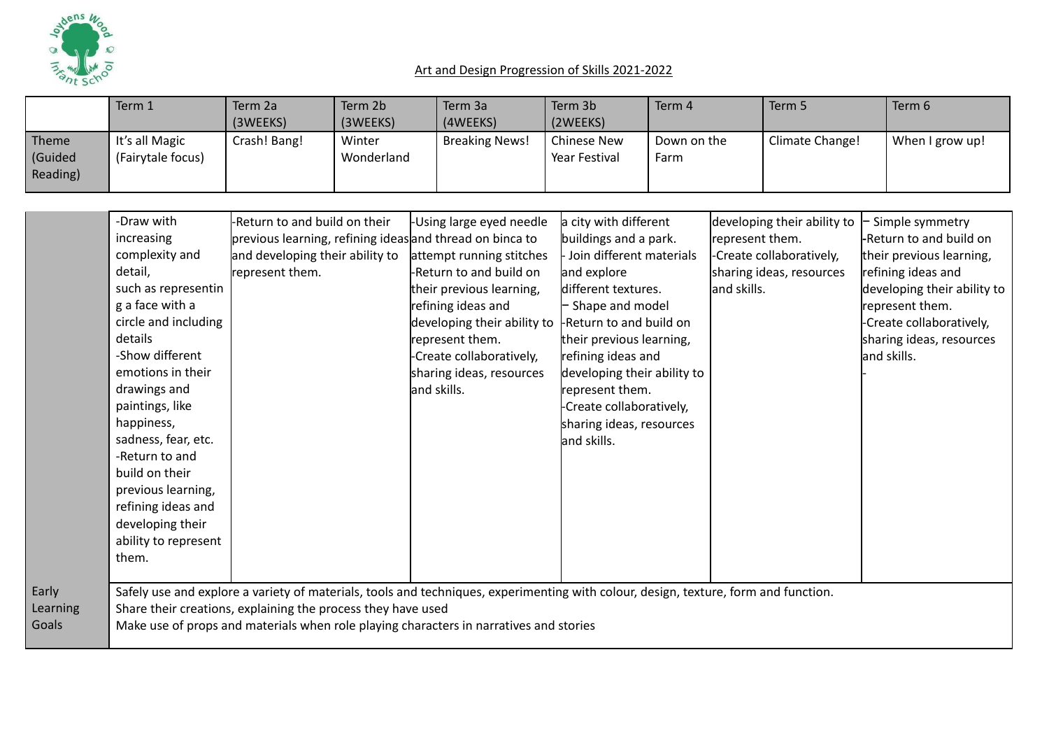## Art and Design Progression of Skills 2021-2022

| | Term 1 | Term 2a (3WEEKS) | Term 2b (3WEEKS) | Term 3a (4WEEKS) | Term 3b (2WEEKS) | Term 4 | Term 5 | Term 6 |
|---|---|---|---|---|---|---|---|---|
| Theme (Guided Reading) | It's all Magic (Fairytale focus) | Crash! Bang! | Winter Wonderland | Breaking News! | Chinese New Year Festival | Down on the Farm | Climate Change! | When I grow up! |

| | | | | | | |
|---|---|---|---|---|---|---|
| | -Draw with increasing complexity and detail, such as representin g a face with a circle and including details<br>-Show different emotions in their drawings and paintings, like happiness, sadness, fear, etc.<br>-Return to and build on their previous learning, refining ideas and developing their ability to represent them. | -Return to and build on their previous learning, refining ideas and developing their ability to represent them. | -Using large eyed needle and thread on binca to attempt running stitches<br>-Return to and build on their previous learning, refining ideas and developing their ability to represent them.<br>-Create collaboratively, sharing ideas, resources and skills. | a city with different buildings and a park.<br>- Join different materials and explore different textures.<br>– Shape and model<br>-Return to and build on their previous learning, refining ideas and developing their ability to represent them.<br>-Create collaboratively, sharing ideas, resources and skills. | developing their ability to represent them.<br>-Create collaboratively, sharing ideas, resources and skills. | – Simple symmetry<br>-Return to and build on their previous learning, refining ideas and developing their ability to represent them.<br>-Create collaboratively, sharing ideas, resources and skills.<br>- |
| Early Learning Goals | Safely use and explore a variety of materials, tools and techniques, experimenting with colour, design, texture, form and function.<br>Share their creations, explaining the process they have used<br>Make use of props and materials when role playing characters in narratives and stories | | | | | |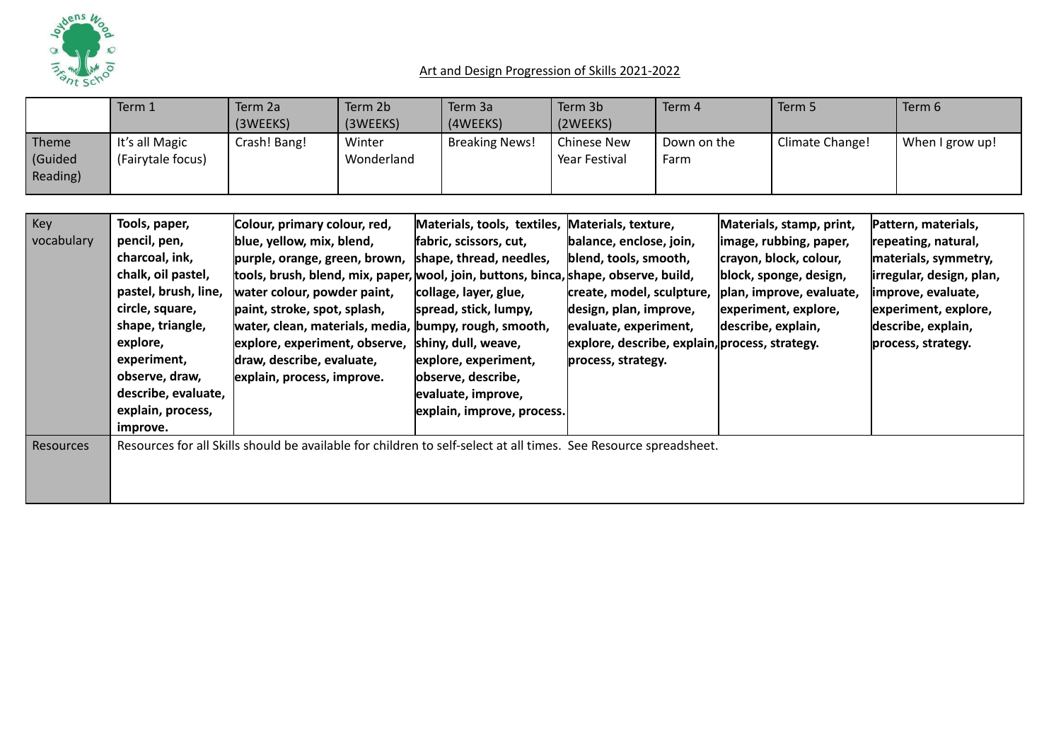## Art and Design Progression of Skills 2021-2022

| | Term 1 | Term 2a (3WEEKS) | Term 2b (3WEEKS) | Term 3a (4WEEKS) | Term 3b (2WEEKS) | Term 4 | Term 5 | Term 6 |
|---|---|---|---|---|---|---|---|---|
| Theme (Guided Reading) | It's all Magic (Fairytale focus) | Crash! Bang! | Winter Wonderland | Breaking News! | Chinese New Year Festival | Down on the Farm | Climate Change! | When I grow up! |

| Key vocabulary | **Tools, paper, pencil, pen, charcoal, ink, chalk, oil pastel, pastel, brush, line, circle, square, shape, triangle, explore, experiment, observe, draw, describe, evaluate, explain, process, improve.** | **Colour, primary colour, red, blue, yellow, mix, blend, purple, orange, green, brown, tools, brush, blend, mix, paper, water colour, powder paint, paint, stroke, spot, splash, water, clean, materials, media, explore, experiment, observe, draw, describe, evaluate, explain, process, improve.** | **Materials, tools, textiles, fabric, scissors, cut, shape, thread, needles, wool, join, buttons, binca, collage, layer, glue, spread, stick, lumpy, bumpy, rough, smooth, shiny, dull, weave, explore, experiment, observe, describe, evaluate, improve, explain, improve, process.** | **Materials, texture, balance, enclose, join, blend, tools, smooth, shape, observe, build, create, model, sculpture, design, plan, improve, evaluate, experiment, explore, describe, explain, process, strategy.** | **Materials, stamp, print, image, rubbing, paper, crayon, block, colour, block, sponge, design, plan, improve, evaluate, experiment, explore, describe, explain, process, strategy.** | **Pattern, materials, repeating, natural, materials, symmetry, irregular, design, plan, improve, evaluate, experiment, explore, describe, explain, process, strategy.** |
|---|---|---|---|---|---|---|
| Resources | Resources for all Skills should be available for children to self-select at all times. See Resource spreadsheet. | | | | | |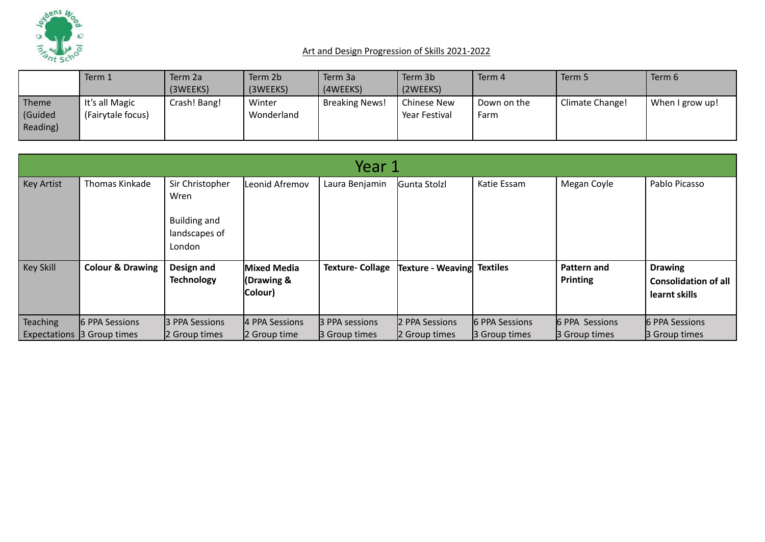## Art and Design Progression of Skills 2021-2022

| | Term 1 | Term 2a (3WEEKS) | Term 2b (3WEEKS) | Term 3a (4WEEKS) | Term 3b (2WEEKS) | Term 4 | Term 5 | Term 6 |
|---|---|---|---|---|---|---|---|---|
| Theme (Guided Reading) | It's all Magic (Fairytale focus) | Crash! Bang! | Winter Wonderland | Breaking News! | Chinese New Year Festival | Down on the Farm | Climate Change! | When I grow up! |

| Year 1 | | | | | | | | |
|---|---|---|---|---|---|---|---|---|
| Key Artist | Thomas Kinkade | Sir Christopher Wren<br><br>Building and landscapes of London | Leonid Afremov | Laura Benjamin | Gunta Stolzl | Katie Essam | Megan Coyle | Pablo Picasso |
| Key Skill | **Colour & Drawing** | **Design and Technology** | **Mixed Media (Drawing & Colour)** | **Texture- Collage** | **Texture - Weaving** | **Textiles** | **Pattern and Printing** | **Drawing Consolidation of all learnt skills** |
| Teaching Expectations | 6 PPA Sessions 3 Group times | 3 PPA Sessions 2 Group times | 4 PPA Sessions 2 Group time | 3 PPA sessions 3 Group times | 2 PPA Sessions 2 Group times | 6 PPA Sessions 3 Group times | 6 PPA Sessions 3 Group times | 6 PPA Sessions 3 Group times |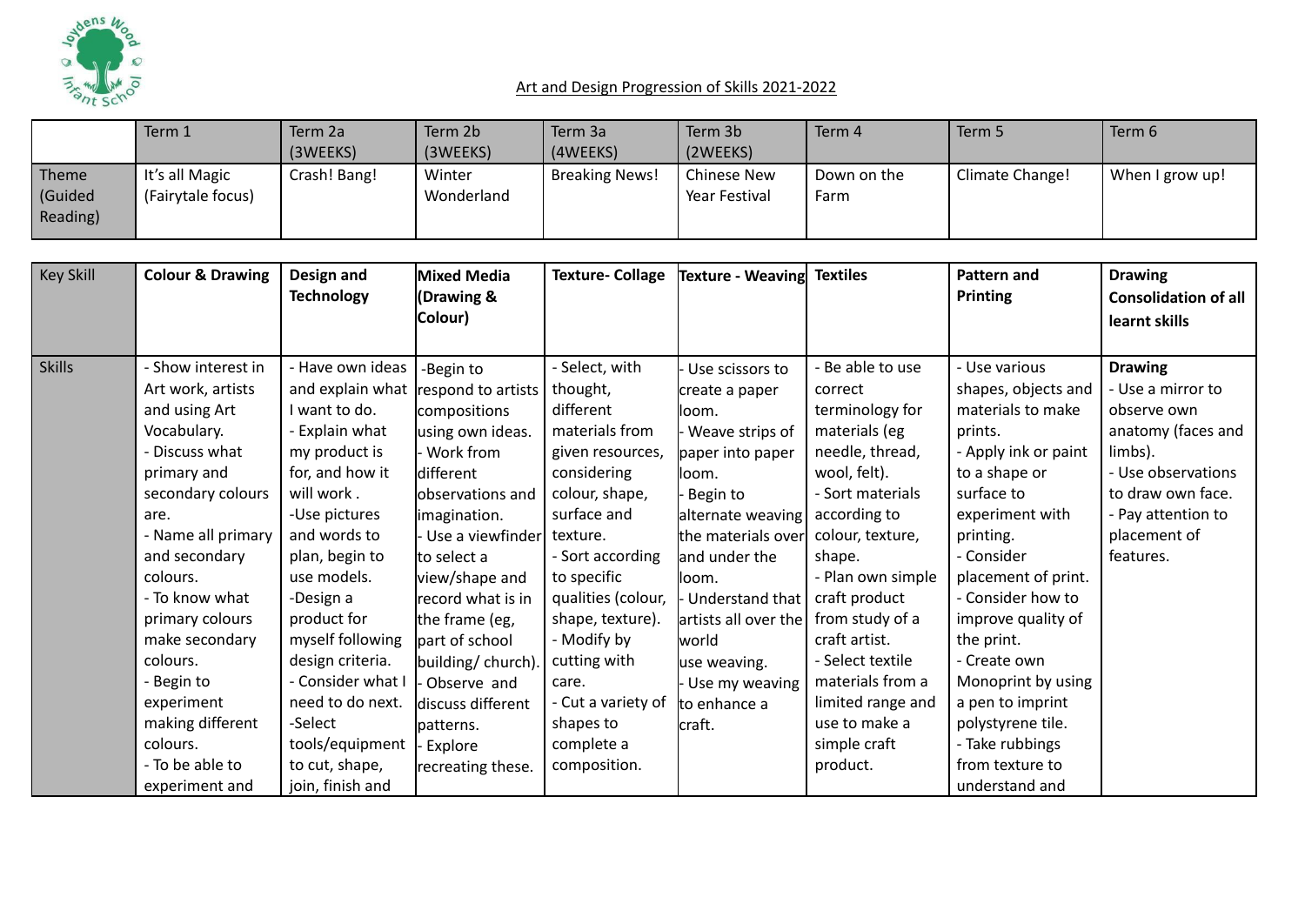Joydens Wood Infant School

Art and Design Progression of Skills 2021-2022

| | Term 1 | Term 2a (3WEEKS) | Term 2b (3WEEKS) | Term 3a (4WEEKS) | Term 3b (2WEEKS) | Term 4 | Term 5 | Term 6 |
|---|---|---|---|---|---|---|---|---|
| Theme (Guided Reading) | It's all Magic (Fairytale focus) | Crash! Bang! | Winter Wonderland | Breaking News! | Chinese New Year Festival | Down on the Farm | Climate Change! | When I grow up! |

| Key Skill | **Colour & Drawing** | **Design and Technology** | **Mixed Media (Drawing & Colour)** | **Texture- Collage** | **Texture - Weaving** | **Textiles** | **Pattern and Printing** | **Drawing Consolidation of all learnt skills** |
|---|---|---|---|---|---|---|---|---|
| Skills | - Show interest in Art work, artists and using Art Vocabulary.<br>- Discuss what primary and secondary colours are.<br>- Name all primary and secondary colours.<br>- To know what primary colours make secondary colours.<br>- Begin to experiment making different colours.<br>- To be able to experiment and | - Have own ideas and explain what I want to do.<br>- Explain what my product is for, and how it will work .<br>-Use pictures and words to plan, begin to use models.<br>-Design a product for myself following design criteria.<br>- Consider what I need to do next.<br>-Select tools/equipment to cut, shape, join, finish and | -Begin to respond to artists compositions using own ideas.<br>- Work from different observations and imagination.<br>- Use a viewfinder to select a view/shape and record what is in the frame (eg, part of school building/ church).<br>- Observe and discuss different patterns.<br>- Explore recreating these. | - Select, with thought, different materials from given resources, considering colour, shape, surface and texture.<br>- Sort according to specific qualities (colour, shape, texture).<br>- Modify by cutting with care.<br>- Cut a variety of shapes to complete a composition. | - Use scissors to create a paper loom.<br>- Weave strips of paper into paper loom.<br>- Begin to alternate weaving the materials over and under the loom.<br>- Understand that artists all over the world use weaving.<br>- Use my weaving to enhance a craft. | - Be able to use correct terminology for materials (eg needle, thread, wool, felt).<br>- Sort materials according to colour, texture, shape.<br>- Plan own simple craft product from study of a craft artist.<br>- Select textile materials from a limited range and use to make a simple craft product. | - Use various shapes, objects and materials to make prints.<br>- Apply ink or paint to a shape or surface to experiment with printing.<br>- Consider placement of print.<br>- Consider how to improve quality of the print.<br>- Create own Monoprint by using a pen to imprint polystyrene tile.<br>- Take rubbings from texture to understand and | **Drawing**<br>- Use a mirror to observe own anatomy (faces and limbs).<br>- Use observations to draw own face.<br>- Pay attention to placement of features. |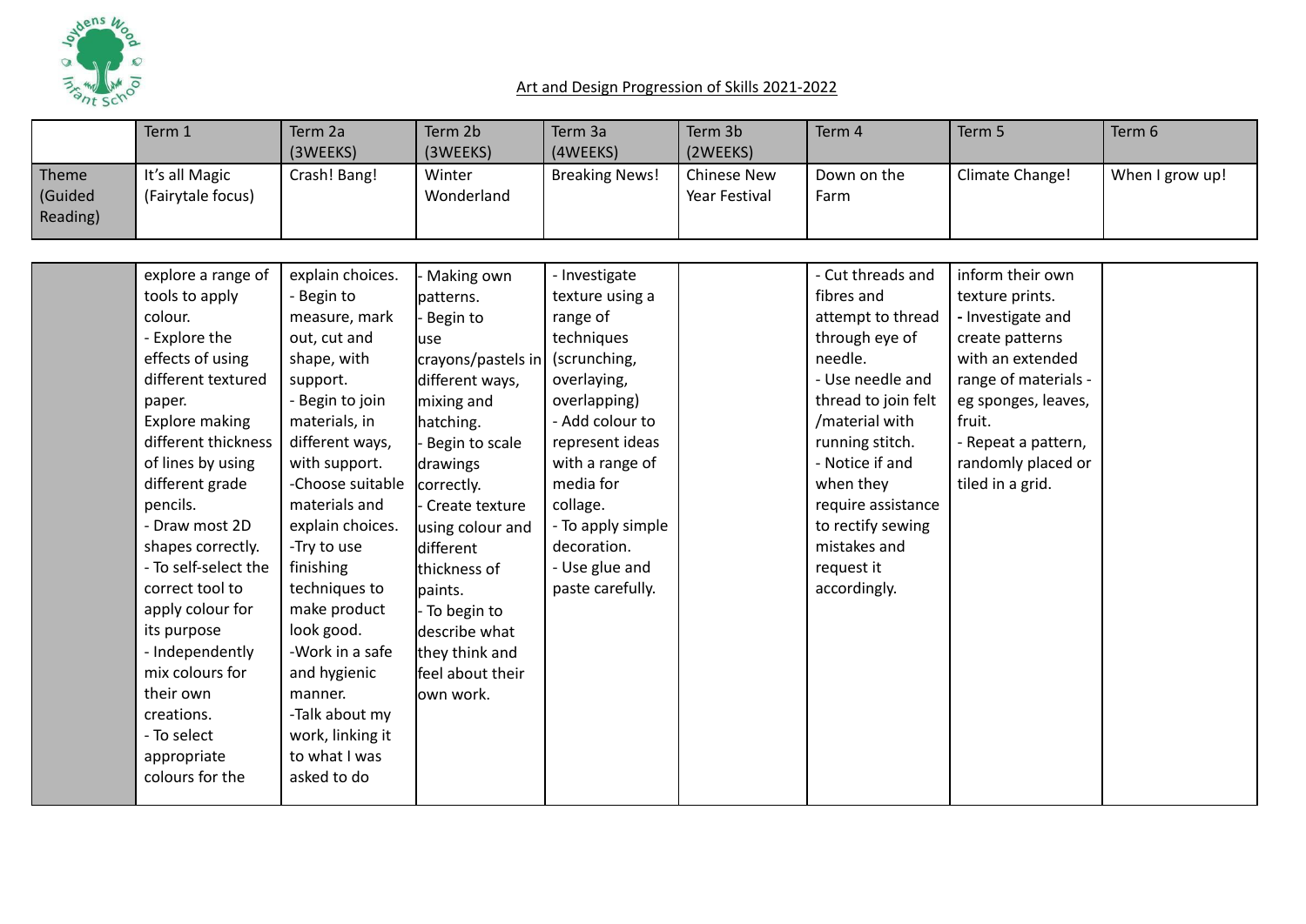## Art and Design Progression of Skills 2021-2022

| | Term 1 | Term 2a (3WEEKS) | Term 2b (3WEEKS) | Term 3a (4WEEKS) | Term 3b (2WEEKS) | Term 4 | Term 5 | Term 6 |
|---|---|---|---|---|---|---|---|---|
| Theme (Guided Reading) | It's all Magic (Fairytale focus) | Crash! Bang! | Winter Wonderland | Breaking News! | Chinese New Year Festival | Down on the Farm | Climate Change! | When I grow up! |

| | | | | | | | | |
|---|---|---|---|---|---|---|---|---|
| | explore a range of tools to apply colour.<br>- Explore the effects of using different textured paper.<br>Explore making different thickness of lines by using different grade pencils.<br>- Draw most 2D shapes correctly.<br>- To self-select the correct tool to apply colour for its purpose<br>- Independently mix colours for their own creations.<br>- To select appropriate colours for the | explain choices.<br>- Begin to measure, mark out, cut and shape, with support.<br>- Begin to join materials, in different ways, with support.<br>-Choose suitable materials and explain choices.<br>-Try to use finishing techniques to make product look good.<br>-Work in a safe and hygienic manner.<br>-Talk about my work, linking it to what I was asked to do | - Making own patterns.<br>- Begin to use crayons/pastels in different ways, mixing and hatching.<br>- Begin to scale drawings correctly.<br>- Create texture using colour and different thickness of paints.<br>- To begin to describe what they think and feel about their own work. | - Investigate texture using a range of techniques (scrunching, overlaying, overlapping)<br>- Add colour to represent ideas with a range of media for collage.<br>- To apply simple decoration.<br>- Use glue and paste carefully. | | - Cut threads and fibres and attempt to thread through eye of needle.<br>- Use needle and thread to join felt /material with running stitch.<br>- Notice if and when they require assistance to rectify sewing mistakes and request it accordingly. | inform their own texture prints.<br>- Investigate and create patterns with an extended range of materials - eg sponges, leaves, fruit.<br>- Repeat a pattern, randomly placed or tiled in a grid. | |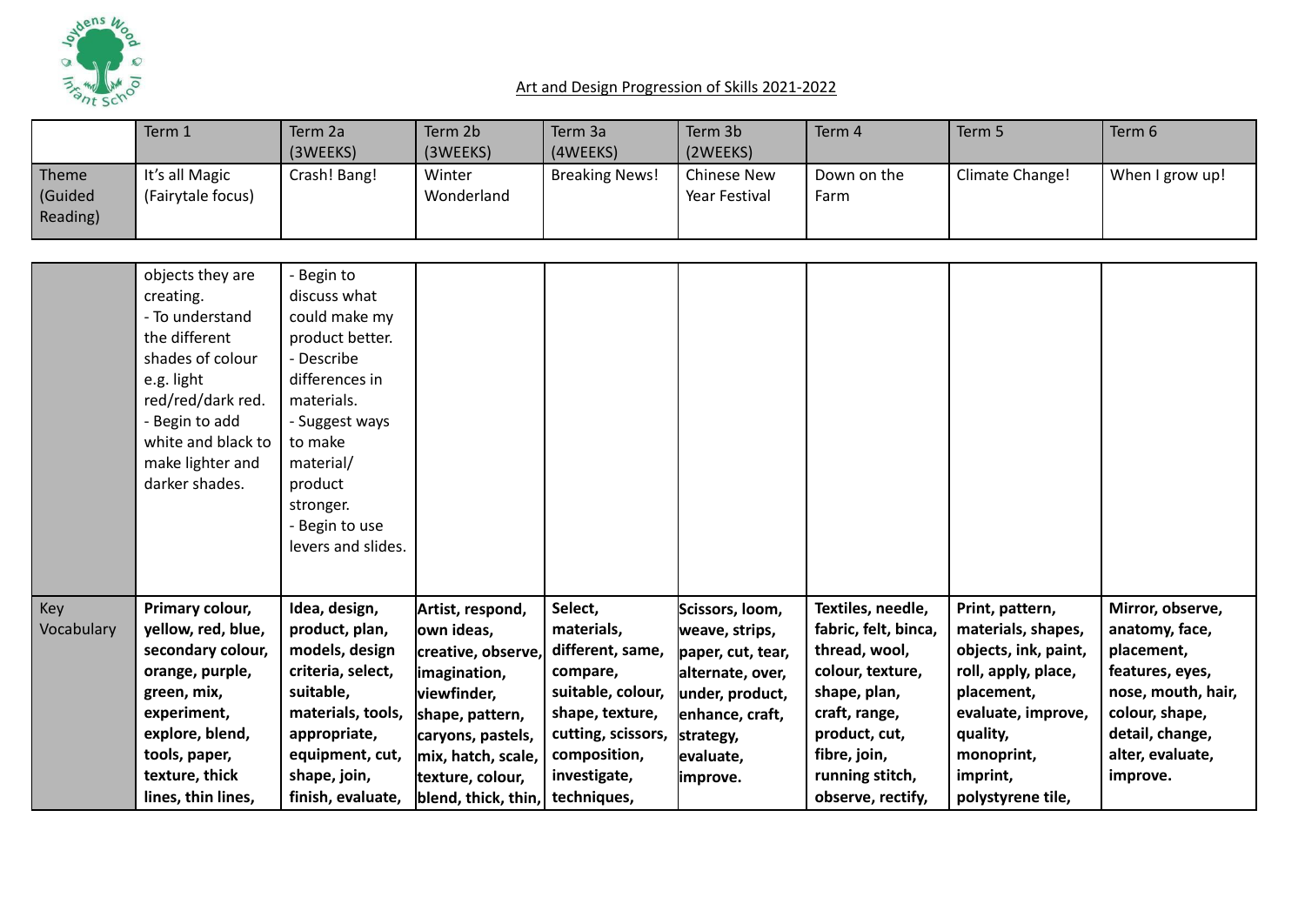## Art and Design Progression of Skills 2021-2022

| | Term 1 | Term 2a (3WEEKS) | Term 2b (3WEEKS) | Term 3a (4WEEKS) | Term 3b (2WEEKS) | Term 4 | Term 5 | Term 6 |
|---|---|---|---|---|---|---|---|---|
| Theme (Guided Reading) | It's all Magic (Fairytale focus) | Crash! Bang! | Winter Wonderland | Breaking News! | Chinese New Year Festival | Down on the Farm | Climate Change! | When I grow up! |
| | objects they are creating. - To understand the different shades of colour e.g. light red/red/dark red. - Begin to add white and black to make lighter and darker shades. | - Begin to discuss what could make my product better. - Describe differences in materials. - Suggest ways to make material/ product stronger. - Begin to use levers and slides. | | | | | | |
| Key Vocabulary | **Primary colour, yellow, red, blue, secondary colour, orange, purple, green, mix, experiment, explore, blend, tools, paper, texture, thick lines, thin lines,** | **Idea, design, product, plan, models, design criteria, select, suitable, materials, tools, appropriate, equipment, cut, shape, join, finish, evaluate,** | **Artist, respond, own ideas, creative, observe, imagination, viewfinder, shape, pattern, caryons, pastels, mix, hatch, scale, texture, colour, blend, thick, thin,** | **Select, materials, different, same, compare, suitable, colour, shape, texture, cutting, scissors, composition, investigate, techniques,** | **Scissors, loom, weave, strips, paper, cut, tear, alternate, over, under, product, enhance, craft, strategy, evaluate, improve.** | **Textiles, needle, fabric, felt, binca, thread, wool, colour, texture, shape, plan, craft, range, product, cut, fibre, join, running stitch, observe, rectify,** | **Print, pattern, materials, shapes, objects, ink, paint, roll, apply, place, placement, evaluate, improve, quality, monoprint, imprint, polystyrene tile,** | **Mirror, observe, anatomy, face, placement, features, eyes, nose, mouth, hair, colour, shape, detail, change, alter, evaluate, improve.** |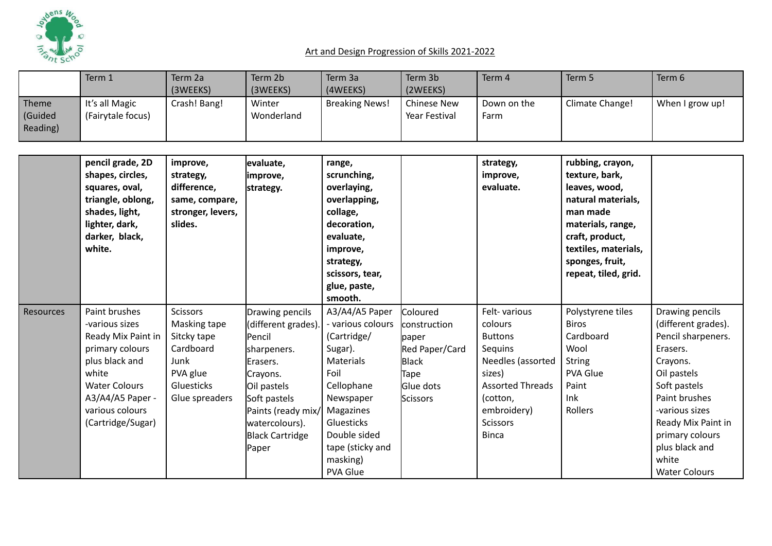Joydens Wood Infant School

## Art and Design Progression of Skills 2021-2022

| | Term 1 | Term 2a (3WEEKS) | Term 2b (3WEEKS) | Term 3a (4WEEKS) | Term 3b (2WEEKS) | Term 4 | Term 5 | Term 6 |
|---|---|---|---|---|---|---|---|---|
| Theme (Guided Reading) | It's all Magic (Fairytale focus) | Crash! Bang! | Winter Wonderland | Breaking News! | Chinese New Year Festival | Down on the Farm | Climate Change! | When I grow up! |
| | **pencil grade, 2D shapes, circles, squares, oval, triangle, oblong, shades, light, lighter, dark, darker, black, white.** | **improve, strategy, difference, same, compare, stronger, levers, slides.** | **evaluate, improve, strategy.** | **range, scrunching, overlaying, overlapping, collage, decoration, evaluate, improve, strategy, scissors, tear, glue, paste, smooth.** | | **strategy, improve, evaluate.** | **rubbing, crayon, texture, bark, leaves, wood, natural materials, man made materials, range, craft, product, textiles, materials, sponges, fruit, repeat, tiled, grid.** | |
| Resources | Paint brushes -various sizes<br>Ready Mix Paint in primary colours plus black and white<br>Water Colours<br>A3/A4/A5 Paper - various colours (Cartridge/Sugar) | Scissors<br>Masking tape<br>Sitcky tape<br>Cardboard<br>Junk<br>PVA glue<br>Gluesticks<br>Glue spreaders | Drawing pencils (different grades).<br>Pencil sharpeners.<br>Erasers.<br>Crayons.<br>Oil pastels<br>Soft pastels<br>Paints (ready mix/ watercolours).<br>Black Cartridge Paper | A3/A4/A5 Paper - various colours (Cartridge/ Sugar).<br>Materials<br>Foil<br>Cellophane<br>Newspaper<br>Magazines<br>Gluesticks<br>Double sided tape (sticky and masking)<br>PVA Glue | Coloured construction paper<br>Red Paper/Card<br>Black<br>Tape<br>Glue dots<br>Scissors | Felt- various colours<br>Buttons<br>Sequins<br>Needles (assorted sizes)<br>Assorted Threads (cotton, embroidery)<br>Scissors<br>Binca | Polystyrene tiles<br>Biros<br>Cardboard<br>Wool<br>String<br>PVA Glue<br>Paint<br>Ink<br>Rollers | Drawing pencils (different grades).<br>Pencil sharpeners.<br>Erasers.<br>Crayons.<br>Oil pastels<br>Soft pastels<br>Paint brushes -various sizes<br>Ready Mix Paint in primary colours plus black and white<br>Water Colours |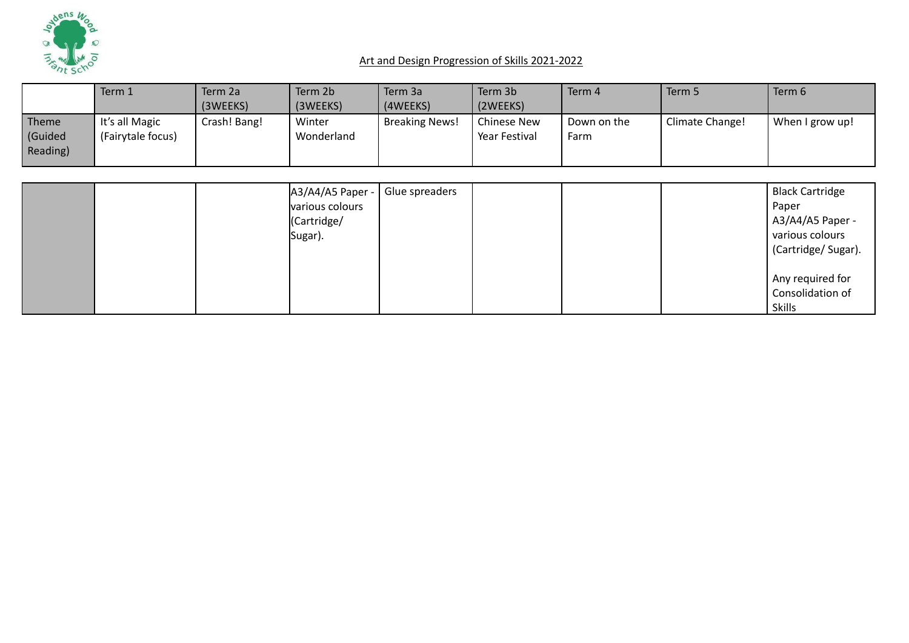## Art and Design Progression of Skills 2021-2022

| | Term 1 | Term 2a (3WEEKS) | Term 2b (3WEEKS) | Term 3a (4WEEKS) | Term 3b (2WEEKS) | Term 4 | Term 5 | Term 6 |
|---|---|---|---|---|---|---|---|---|
| Theme (Guided Reading) | It's all Magic (Fairytale focus) | Crash! Bang! | Winter Wonderland | Breaking News! | Chinese New Year Festival | Down on the Farm | Climate Change! | When I grow up! |
| | | | A3/A4/A5 Paper - various colours (Cartridge/ Sugar). | Glue spreaders | | | | Black Cartridge Paper<br>A3/A4/A5 Paper - various colours (Cartridge/ Sugar).<br><br>Any required for Consolidation of Skills |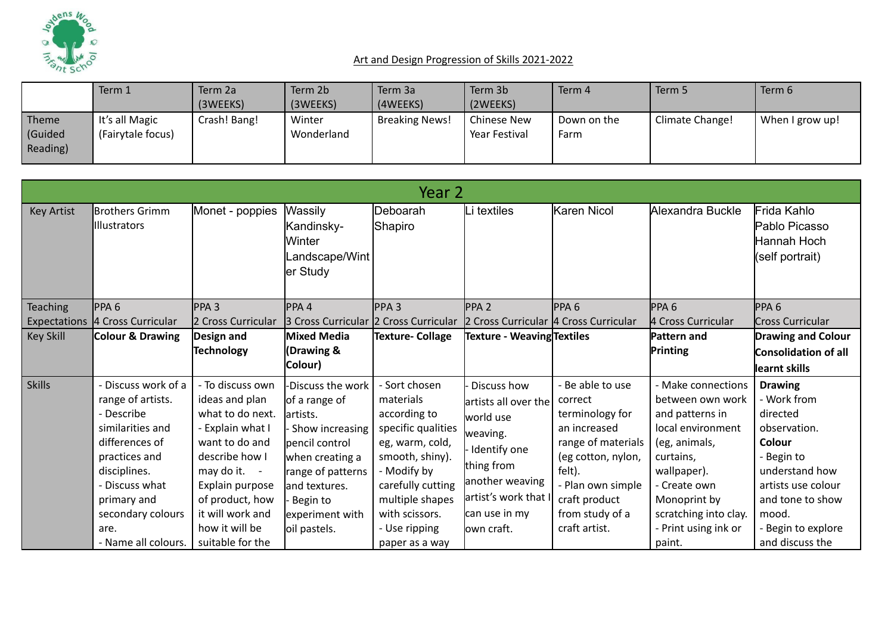Art and Design Progression of Skills 2021-2022

| | Term 1 | Term 2a (3WEEKS) | Term 2b (3WEEKS) | Term 3a (4WEEKS) | Term 3b (2WEEKS) | Term 4 | Term 5 | Term 6 |
|---|---|---|---|---|---|---|---|---|
| Theme (Guided Reading) | It's all Magic (Fairytale focus) | Crash! Bang! | Winter Wonderland | Breaking News! | Chinese New Year Festival | Down on the Farm | Climate Change! | When I grow up! |

| Year 2 | | | | | | | | |
|---|---|---|---|---|---|---|---|---|
| Key Artist | Brothers Grimm Illustrators | Monet - poppies | Wassily Kandinsky- Winter Landscape/Winter Study | Deboarah Shapiro | Li textiles | Karen Nicol | Alexandra Buckle | Frida Kahlo Pablo Picasso Hannah Hoch (self portrait) |
| Teaching Expectations | PPA 6 4 Cross Curricular | PPA 3 2 Cross Curricular | PPA 4 3 Cross Curricular | PPA 3 2 Cross Curricular | PPA 2 2 Cross Curricular | PPA 6 4 Cross Curricular | PPA 6 4 Cross Curricular | PPA 6 Cross Curricular |
| Key Skill | **Colour & Drawing** | **Design and Technology** | **Mixed Media (Drawing & Colour)** | **Texture- Collage** | **Texture - Weaving** | **Textiles** | **Pattern and Printing** | **Drawing and Colour Consolidation of all learnt skills** |
| Skills | - Discuss work of a range of artists.<br>- Describe similarities and differences of practices and disciplines.<br>- Discuss what primary and secondary colours are.<br>- Name all colours. | - To discuss own ideas and plan what to do next.<br>- Explain what I want to do and describe how I may do it. - Explain purpose of product, how it will work and how it will be suitable for the | -Discuss the work of a range of artists.<br>- Show increasing pencil control when creating a range of patterns and textures.<br>- Begin to experiment with oil pastels. | - Sort chosen materials according to specific qualities eg, warm, cold, smooth, shiny).<br>- Modify by carefully cutting multiple shapes with scissors.<br>- Use ripping paper as a way | - Discuss how artists all over the world use weaving.<br>- Identify one thing from another weaving artist's work that I can use in my own craft. | - Be able to use correct terminology for an increased range of materials (eg cotton, nylon, felt).<br>- Plan own simple craft product from study of a craft artist. | - Make connections between own work and patterns in local environment (eg, animals, curtains, wallpaper).<br>- Create own Monoprint by scratching into clay.<br>- Print using ink or paint. | **Drawing**<br>- Work from directed observation.<br>**Colour**<br>- Begin to understand how artists use colour and tone to show mood.<br>- Begin to explore and discuss the |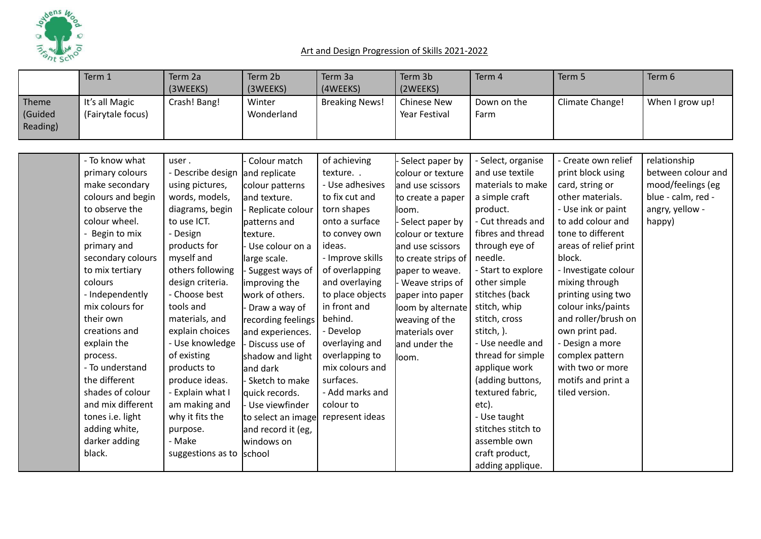Art and Design Progression of Skills 2021-2022

| | Term 1 | Term 2a (3WEEKS) | Term 2b (3WEEKS) | Term 3a (4WEEKS) | Term 3b (2WEEKS) | Term 4 | Term 5 | Term 6 |
|---|---|---|---|---|---|---|---|---|
| Theme (Guided Reading) | It's all Magic (Fairytale focus) | Crash! Bang! | Winter Wonderland | Breaking News! | Chinese New Year Festival | Down on the Farm | Climate Change! | When I grow up! |

| | | | | | | | | |
|---|---|---|---|---|---|---|---|---|
| | - To know what primary colours make secondary colours and begin to observe the colour wheel.<br>- Begin to mix primary and secondary colours to mix tertiary colours<br>- Independently mix colours for their own creations and explain the process.<br>- To understand the different shades of colour and mix different tones i.e. light adding white, darker adding black. | user .<br>- Describe design using pictures, words, models, diagrams, begin to use ICT.<br>- Design products for myself and others following design criteria.<br>- Choose best tools and materials, and explain choices<br>- Use knowledge of existing products to produce ideas.<br>- Explain what I am making and why it fits the purpose.<br>- Make suggestions as to | - Colour match and replicate colour patterns and texture.<br>- Replicate colour patterns and texture.<br>- Use colour on a large scale.<br>- Suggest ways of improving the work of others.<br>- Draw a way of recording feelings and experiences.<br>- Discuss use of shadow and light and dark<br>- Sketch to make quick records.<br>- Use viewfinder to select an image and record it (eg, windows on school | of achieving texture. .<br>- Use adhesives to fix cut and torn shapes onto a surface to convey own ideas.<br>- Improve skills of overlapping and overlaying to place objects in front and behind.<br>- Develop overlaying and overlapping to mix colours and surfaces.<br>- Add marks and colour to represent ideas | - Select paper by colour or texture and use scissors to create a paper loom.<br>- Select paper by colour or texture and use scissors to create strips of paper to weave.<br>- Weave strips of paper into paper loom by alternate weaving of the materials over and under the loom. | - Select, organise and use textile materials to make a simple craft product.<br>- Cut threads and fibres and thread through eye of needle.<br>- Start to explore other simple stitches (back stitch, whip stitch, cross stitch, ).<br>- Use needle and thread for simple applique work (adding buttons, textured fabric, etc).<br>- Use taught stitches stitch to assemble own craft product, adding applique. | - Create own relief print block using card, string or other materials.<br>- Use ink or paint to add colour and tone to different areas of relief print block.<br>- Investigate colour mixing through printing using two colour inks/paints and roller/brush on own print pad.<br>- Design a more complex pattern with two or more motifs and print a tiled version. | relationship between colour and mood/feelings (eg blue - calm, red - angry, yellow - happy) |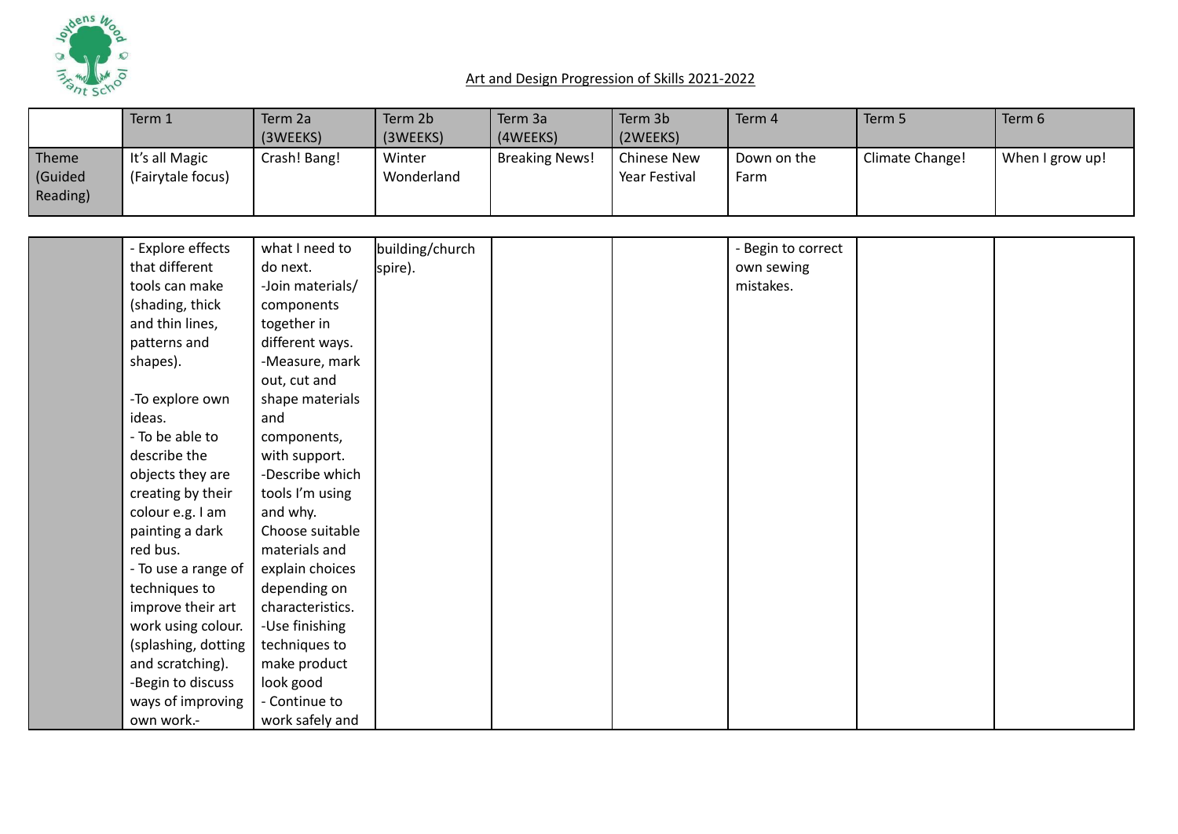## Art and Design Progression of Skills 2021-2022

| | Term 1 | Term 2a (3WEEKS) | Term 2b (3WEEKS) | Term 3a (4WEEKS) | Term 3b (2WEEKS) | Term 4 | Term 5 | Term 6 |
|---|---|---|---|---|---|---|---|---|
| Theme (Guided Reading) | It's all Magic (Fairytale focus) | Crash! Bang! | Winter Wonderland | Breaking News! | Chinese New Year Festival | Down on the Farm | Climate Change! | When I grow up! |
| | - Explore effects that different tools can make (shading, thick and thin lines, patterns and shapes).<br><br>-To explore own ideas.<br>- To be able to describe the objects they are creating by their colour e.g. I am painting a dark red bus.<br>- To use a range of techniques to improve their art work using colour. (splashing, dotting and scratching).<br>-Begin to discuss ways of improving own work.- | what I need to do next.<br>-Join materials/ components together in different ways.<br>-Measure, mark out, cut and shape materials and components, with support.<br>-Describe which tools I'm using and why. Choose suitable materials and explain choices depending on characteristics.<br>-Use finishing techniques to make product look good<br>- Continue to work safely and | building/church spire). | | | - Begin to correct own sewing mistakes. | | |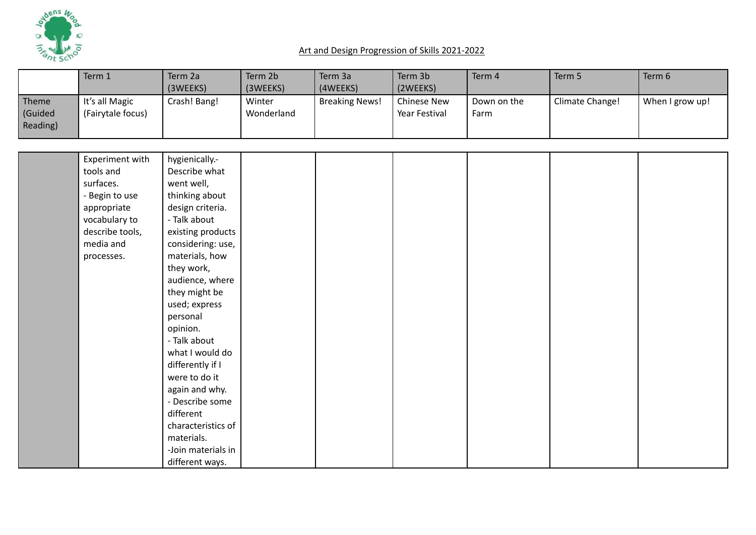<u>Art and Design Progression of Skills 2021-2022</u>

| | Term 1 | Term 2a (3WEEKS) | Term 2b (3WEEKS) | Term 3a (4WEEKS) | Term 3b (2WEEKS) | Term 4 | Term 5 | Term 6 |
|---|---|---|---|---|---|---|---|---|
| Theme (Guided Reading) | It's all Magic (Fairytale focus) | Crash! Bang! | Winter Wonderland | Breaking News! | Chinese New Year Festival | Down on the Farm | Climate Change! | When I grow up! |
| | Experiment with tools and surfaces.<br>- Begin to use appropriate vocabulary to describe tools, media and processes. | hygienically.- Describe what went well, thinking about design criteria.<br>- Talk about existing products considering: use, materials, how they work, audience, where they might be used; express personal opinion.<br>- Talk about what I would do differently if I were to do it again and why.<br>- Describe some different characteristics of materials.<br>-Join materials in different ways. | | | | | | |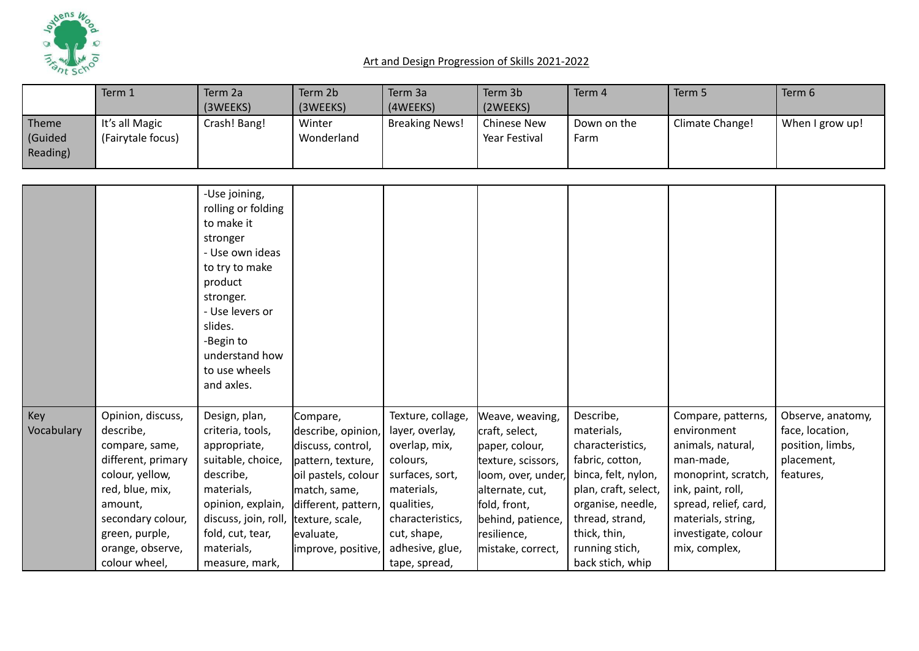Art and Design Progression of Skills 2021-2022

| | Term 1 | Term 2a (3WEEKS) | Term 2b (3WEEKS) | Term 3a (4WEEKS) | Term 3b (2WEEKS) | Term 4 | Term 5 | Term 6 |
|---|---|---|---|---|---|---|---|---|
| Theme (Guided Reading) | It's all Magic (Fairytale focus) | Crash! Bang! | Winter Wonderland | Breaking News! | Chinese New Year Festival | Down on the Farm | Climate Change! | When I grow up! |
| | | -Use joining, rolling or folding to make it stronger<br>- Use own ideas to try to make product stronger.<br>- Use levers or slides.<br>-Begin to understand how to use wheels and axles. | | | | | | |
| Key Vocabulary | Opinion, discuss, describe, compare, same, different, primary colour, yellow, red, blue, mix, amount, secondary colour, green, purple, orange, observe, colour wheel, | Design, plan, criteria, tools, appropriate, suitable, choice, describe, materials, opinion, explain, discuss, join, roll, fold, cut, tear, materials, measure, mark, | Compare, describe, opinion, discuss, control, pattern, texture, oil pastels, colour match, same, different, pattern, texture, scale, evaluate, improve, positive, | Texture, collage, layer, overlay, overlap, mix, colours, surfaces, sort, materials, qualities, characteristics, cut, shape, adhesive, glue, tape, spread, | Weave, weaving, craft, select, paper, colour, texture, scissors, loom, over, under, alternate, cut, fold, front, behind, patience, resilience, mistake, correct, | Describe, materials, characteristics, fabric, cotton, binca, felt, nylon, plan, craft, select, organise, needle, thread, strand, thick, thin, running stich, back stich, whip | Compare, patterns, environment animals, natural, man-made, monoprint, scratch, ink, paint, roll, spread, relief, card, materials, string, investigate, colour mix, complex, | Observe, anatomy, face, location, position, limbs, placement, features, |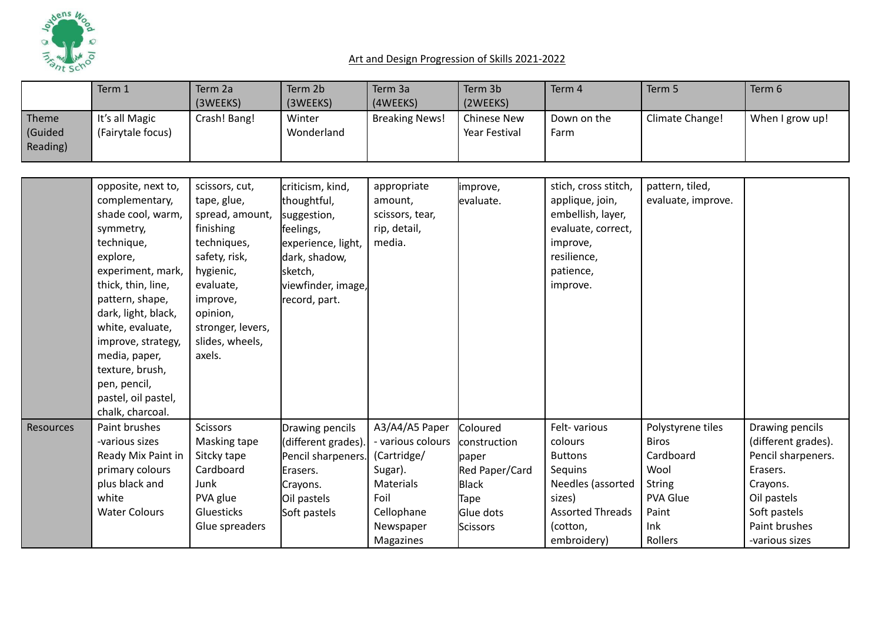## Art and Design Progression of Skills 2021-2022

| | Term 1 | Term 2a (3WEEKS) | Term 2b (3WEEKS) | Term 3a (4WEEKS) | Term 3b (2WEEKS) | Term 4 | Term 5 | Term 6 |
|---|---|---|---|---|---|---|---|---|
| Theme (Guided Reading) | It's all Magic (Fairytale focus) | Crash! Bang! | Winter Wonderland | Breaking News! | Chinese New Year Festival | Down on the Farm | Climate Change! | When I grow up! |
| | opposite, next to, complementary, shade cool, warm, symmetry, technique, explore, experiment, mark, thick, thin, line, pattern, shape, dark, light, black, white, evaluate, improve, strategy, media, paper, texture, brush, pen, pencil, pastel, oil pastel, chalk, charcoal. | scissors, cut, tape, glue, spread, amount, finishing techniques, safety, risk, hygienic, evaluate, improve, opinion, stronger, levers, slides, wheels, axels. | criticism, kind, thoughtful, suggestion, feelings, experience, light, dark, shadow, sketch, viewfinder, image, record, part. | appropriate amount, scissors, tear, rip, detail, media. | improve, evaluate. | stich, cross stitch, applique, join, embellish, layer, evaluate, correct, improve, resilience, patience, improve. | pattern, tiled, evaluate, improve. | |
| Resources | Paint brushes -various sizes<br>Ready Mix Paint in primary colours plus black and white<br>Water Colours | Scissors<br>Masking tape<br>Sitcky tape<br>Cardboard<br>Junk<br>PVA glue<br>Gluesticks<br>Glue spreaders | Drawing pencils (different grades).<br>Pencil sharpeners.<br>Erasers.<br>Crayons.<br>Oil pastels<br>Soft pastels | A3/A4/A5 Paper - various colours (Cartridge/ Sugar).<br>Materials<br>Foil<br>Cellophane<br>Newspaper<br>Magazines | Coloured construction paper<br>Red Paper/Card<br>Black<br>Tape<br>Glue dots<br>Scissors | Felt- various colours<br>Buttons<br>Sequins<br>Needles (assorted sizes)<br>Assorted Threads (cotton, embroidery) | Polystyrene tiles<br>Biros<br>Cardboard<br>Wool<br>String<br>PVA Glue<br>Paint<br>Ink<br>Rollers | Drawing pencils (different grades).<br>Pencil sharpeners.<br>Erasers.<br>Crayons.<br>Oil pastels<br>Soft pastels<br>Paint brushes -various sizes |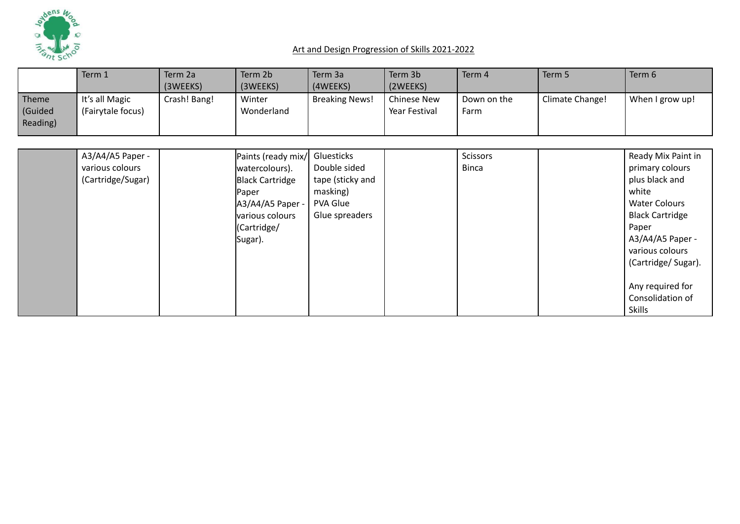Art and Design Progression of Skills 2021-2022

| | Term 1 | Term 2a (3WEEKS) | Term 2b (3WEEKS) | Term 3a (4WEEKS) | Term 3b (2WEEKS) | Term 4 | Term 5 | Term 6 |
|---|---|---|---|---|---|---|---|---|
| Theme (Guided Reading) | It's all Magic (Fairytale focus) | Crash! Bang! | Winter Wonderland | Breaking News! | Chinese New Year Festival | Down on the Farm | Climate Change! | When I grow up! |
| | A3/A4/A5 Paper - various colours (Cartridge/Sugar) | | Paints (ready mix/ watercolours). Black Cartridge Paper A3/A4/A5 Paper - various colours (Cartridge/ Sugar). | Gluesticks Double sided tape (sticky and masking) PVA Glue Glue spreaders | | Scissors Binca | | Ready Mix Paint in primary colours plus black and white Water Colours Black Cartridge Paper A3/A4/A5 Paper - various colours (Cartridge/ Sugar). Any required for Consolidation of Skills |